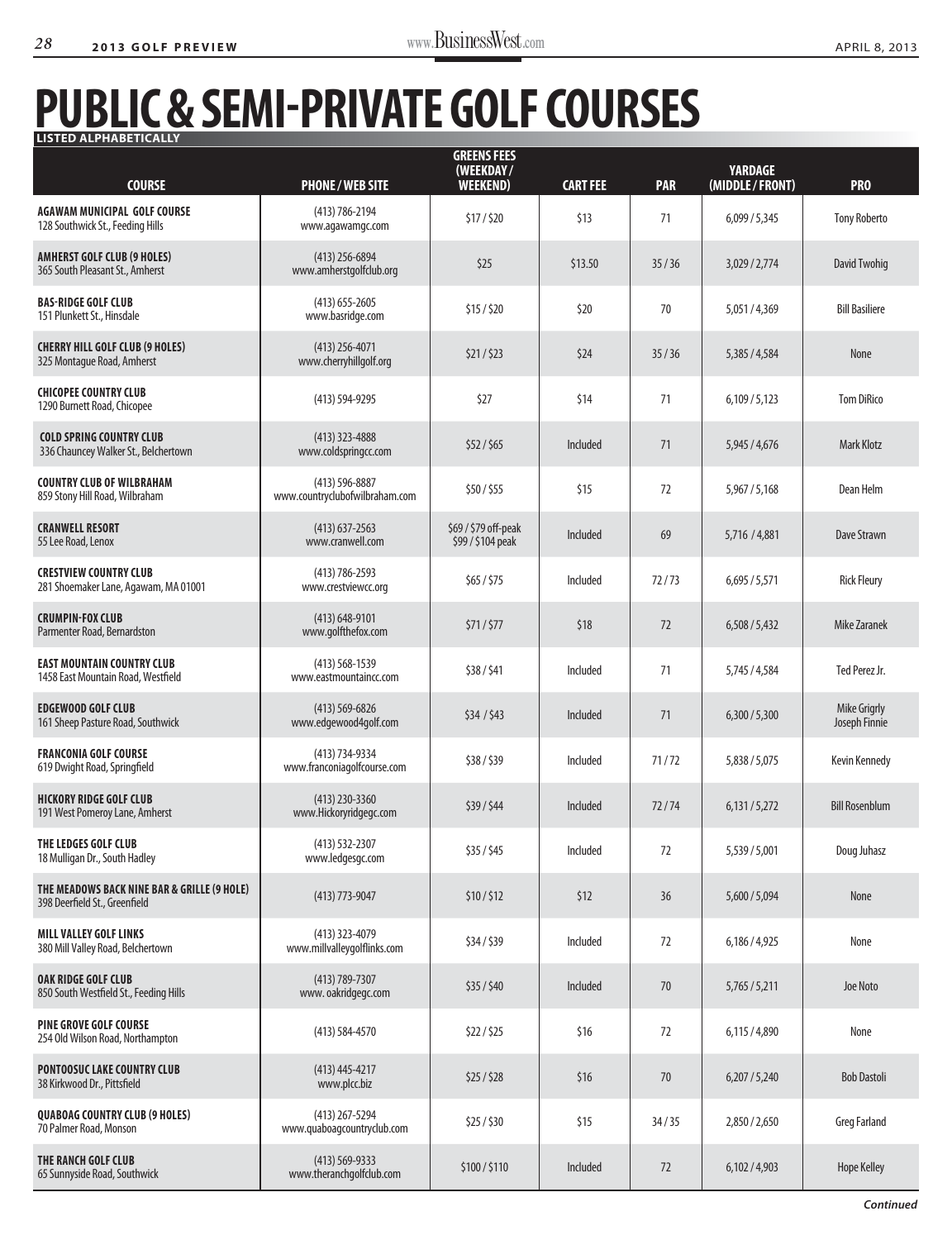# PUBLIC & SEMI-PRIVATE GOLF COURSES

**LISTED ALPHABETICALLY**

| COURSE | PHONE / WEB SITE | GREENS FEES (WEEKDAY / WEEKEND) | CART FEE | PAR | YARDAGE (MIDDLE / FRONT) | PRO |
|---|---|---|---|---|---|---|
| **AGAWAM MUNICIPAL GOLF COURSE** 128 Southwick St., Feeding Hills | (413) 786-2194 www.agawamgc.com | $17 / $20 | $13 | 71 | 6,099 / 5,345 | Tony Roberto |
| **AMHERST GOLF CLUB (9 HOLES)** 365 South Pleasant St., Amherst | (413) 256-6894 www.amherstgolfclub.org | $25 | $13.50 | 35 / 36 | 3,029 / 2,774 | David Twohig |
| **BAS-RIDGE GOLF CLUB** 151 Plunkett St., Hinsdale | (413) 655-2605 www.basridge.com | $15 / $20 | $20 | 70 | 5,051 / 4,369 | Bill Basiliere |
| **CHERRY HILL GOLF CLUB (9 HOLES)** 325 Montague Road, Amherst | (413) 256-4071 www.cherryhillgolf.org | $21 / $23 | $24 | 35 / 36 | 5,385 / 4,584 | None |
| **CHICOPEE COUNTRY CLUB** 1290 Burnett Road, Chicopee | (413) 594-9295 | $27 | $14 | 71 | 6,109 / 5,123 | Tom DiRico |
| **COLD SPRING COUNTRY CLUB** 336 Chauncey Walker St., Belchertown | (413) 323-4888 www.coldspringcc.com | $52 / $65 | Included | 71 | 5,945 / 4,676 | Mark Klotz |
| **COUNTRY CLUB OF WILBRAHAM** 859 Stony Hill Road, Wilbraham | (413) 596-8887 www.countryclubofwilbraham.com | $50 / $55 | $15 | 72 | 5,967 / 5,168 | Dean Helm |
| **CRANWELL RESORT** 55 Lee Road, Lenox | (413) 637-2563 www.cranwell.com | $69 / $79 off-peak $99 / $104 peak | Included | 69 | 5,716 / 4,881 | Dave Strawn |
| **CRESTVIEW COUNTRY CLUB** 281 Shoemaker Lane, Agawam, MA 01001 | (413) 786-2593 www.crestviewcc.org | $65 / $75 | Included | 72 / 73 | 6,695 / 5,571 | Rick Fleury |
| **CRUMPIN-FOX CLUB** Parmenter Road, Bernardston | (413) 648-9101 www.golfthefox.com | $71 / $77 | $18 | 72 | 6,508 / 5,432 | Mike Zaranek |
| **EAST MOUNTAIN COUNTRY CLUB** 1458 East Mountain Road, Westfield | (413) 568-1539 www.eastmountaincc.com | $38 / $41 | Included | 71 | 5,745 / 4,584 | Ted Perez Jr. |
| **EDGEWOOD GOLF CLUB** 161 Sheep Pasture Road, Southwick | (413) 569-6826 www.edgewood4golf.com | $34 / $43 | Included | 71 | 6,300 / 5,300 | Mike Grigrly Joseph Finnie |
| **FRANCONIA GOLF COURSE** 619 Dwight Road, Springfield | (413) 734-9334 www.franconiagolfcourse.com | $38 / $39 | Included | 71 / 72 | 5,838 / 5,075 | Kevin Kennedy |
| **HICKORY RIDGE GOLF CLUB** 191 West Pomeroy Lane, Amherst | (413) 230-3360 www.Hickoryridgegc.com | $39 / $44 | Included | 72 / 74 | 6,131 / 5,272 | Bill Rosenblum |
| **THE LEDGES GOLF CLUB** 18 Mulligan Dr., South Hadley | (413) 532-2307 www.ledgesgc.com | $35 / $45 | Included | 72 | 5,539 / 5,001 | Doug Juhasz |
| **THE MEADOWS BACK NINE BAR & GRILLE (9 HOLE)** 398 Deerfield St., Greenfield | (413) 773-9047 | $10 / $12 | $12 | 36 | 5,600 / 5,094 | None |
| **MILL VALLEY GOLF LINKS** 380 Mill Valley Road, Belchertown | (413) 323-4079 www.millvalleygolflinks.com | $34 / $39 | Included | 72 | 6,186 / 4,925 | None |
| **OAK RIDGE GOLF CLUB** 850 South Westfield St., Feeding Hills | (413) 789-7307 www. oakridgegc.com | $35 / $40 | Included | 70 | 5,765 / 5,211 | Joe Noto |
| **PINE GROVE GOLF COURSE** 254 Old Wilson Road, Northampton | (413) 584-4570 | $22 / $25 | $16 | 72 | 6,115 / 4,890 | None |
| **PONTOOSUC LAKE COUNTRY CLUB** 38 Kirkwood Dr., Pittsfield | (413) 445-4217 www.plcc.biz | $25 / $28 | $16 | 70 | 6,207 / 5,240 | Bob Dastoli |
| **QUABOAG COUNTRY CLUB (9 HOLES)** 70 Palmer Road, Monson | (413) 267-5294 www.quaboagcountryclub.com | $25 / $30 | $15 | 34 / 35 | 2,850 / 2,650 | Greg Farland |
| **THE RANCH GOLF CLUB** 65 Sunnyside Road, Southwick | (413) 569-9333 www.theranchgolfclub.com | $100 / $110 | Included | 72 | 6,102 / 4,903 | Hope Kelley |

*Continued*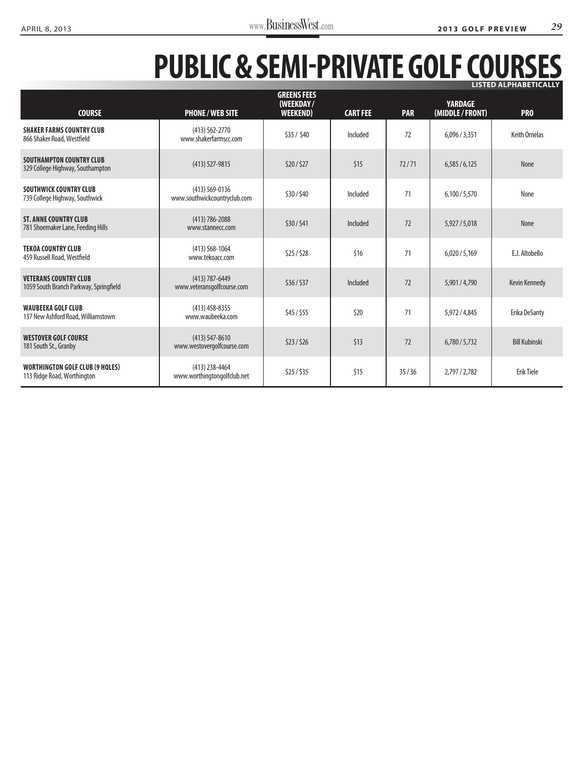# PUBLIC & SEMI-PRIVATE GOLF COURSES

LISTED ALPHABETICALLY

| COURSE | PHONE / WEB SITE | GREENS FEES (WEEKDAY / WEEKEND) | CART FEE | PAR | YARDAGE (MIDDLE / FRONT) | PRO |
|---|---|---|---|---|---|---|
| **SHAKER FARMS COUNTRY CLUB** 866 Shaker Road, Westfield | (413) 562-2770 www.shakerfarmscc.com | $35 / $40 | Included | 72 | 6,096 / 3,351 | Keith Ornelas |
| **SOUTHAMPTON COUNTRY CLUB** 329 College Highway, Southampton | (413) 527-9815 | $20 / $27 | $15 | 72 / 71 | 6,585 / 6,125 | None |
| **SOUTHWICK COUNTRY CLUB** 739 College Highway, Southwick | (413) 569-0136 www.southwickcountryclub.com | $30 / $40 | Included | 71 | 6,100 / 5,570 | None |
| **ST. ANNE COUNTRY CLUB** 781 Shoemaker Lane, Feeding Hills | (413) 786-2088 www.stannecc.com | $30 / $41 | Included | 72 | 5,927 / 5,018 | None |
| **TEKOA COUNTRY CLUB** 459 Russell Road, Westfield | (413) 568-1064 www.tekoacc.com | $25 / $28 | $16 | 71 | 6,020 / 5,169 | E.J. Altobello |
| **VETERANS COUNTRY CLUB** 1059 South Branch Parkway, Springfield | (413) 787-6449 www.veteransgolfcourse.com | $36 / $37 | Included | 72 | 5,901 / 4,790 | Kevin Kennedy |
| **WAUBEEKA GOLF CLUB** 137 New Ashford Road, Williamstown | (413) 458-8355 www.waubeeka.com | $45 / $55 | $20 | 71 | 5,972 / 4,845 | Erika DeSanty |
| **WESTOVER GOLF COURSE** 181 South St., Granby | (413) 547-8610 www.westovergolfcourse.com | $23 / $26 | $13 | 72 | 6,780 / 5,732 | Bill Kubinski |
| **WORTHINGTON GOLF CLUB (9 HOLES)** 113 Ridge Road, Worthington | (413) 238-4464 www.worthingtongolfclub.net | $25 / $35 | $15 | 35 / 36 | 2,797 / 2,782 | Erik Tiele |